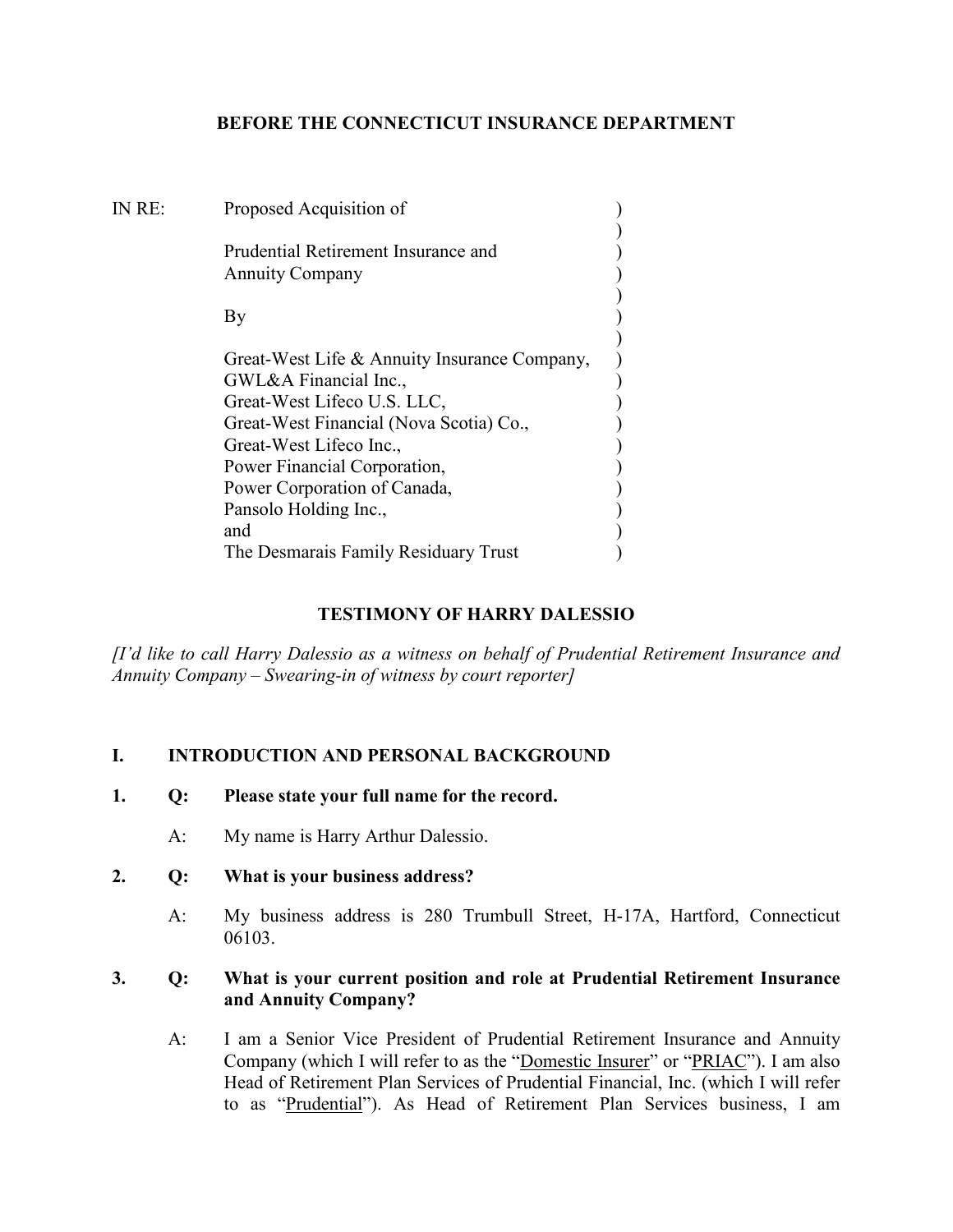**BEFORE THE CONNECTICUT INSURANCE DEPARTMENT**

IN RE: Proposed Acquisition of

Prudential Retirement Insurance and Annuity Company

By

Great-West Life & Annuity Insurance Company,
GWL&A Financial Inc.,
Great-West Lifeco U.S. LLC,
Great-West Financial (Nova Scotia) Co.,
Great-West Lifeco Inc.,
Power Financial Corporation,
Power Corporation of Canada,
Pansolo Holding Inc.,
and
The Desmarais Family Residuary Trust

**TESTIMONY OF HARRY DALESSIO**

*[I'd like to call Harry Dalessio as a witness on behalf of Prudential Retirement Insurance and Annuity Company – Swearing-in of witness by court reporter]*

## I. INTRODUCTION AND PERSONAL BACKGROUND

**1. Q: Please state your full name for the record.**

A: My name is Harry Arthur Dalessio.

**2. Q: What is your business address?**

A: My business address is 280 Trumbull Street, H-17A, Hartford, Connecticut 06103.

**3. Q: What is your current position and role at Prudential Retirement Insurance and Annuity Company?**

A: I am a Senior Vice President of Prudential Retirement Insurance and Annuity Company (which I will refer to as the "Domestic Insurer" or "PRIAC"). I am also Head of Retirement Plan Services of Prudential Financial, Inc. (which I will refer to as "Prudential"). As Head of Retirement Plan Services business, I am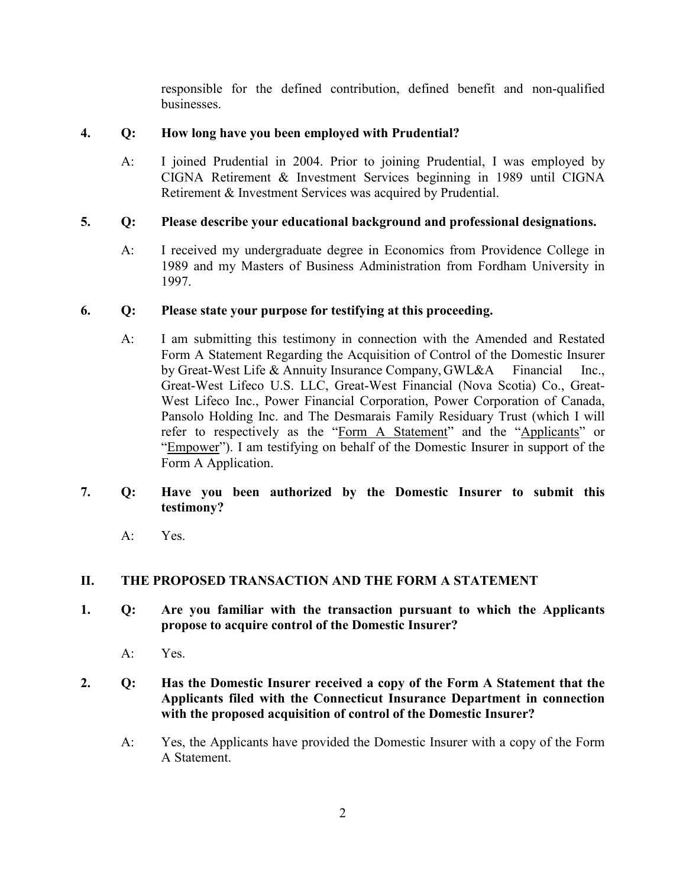responsible for the defined contribution, defined benefit and non-qualified businesses.

**4. Q: How long have you been employed with Prudential?**

A: I joined Prudential in 2004. Prior to joining Prudential, I was employed by CIGNA Retirement & Investment Services beginning in 1989 until CIGNA Retirement & Investment Services was acquired by Prudential.

**5. Q: Please describe your educational background and professional designations.**

A: I received my undergraduate degree in Economics from Providence College in 1989 and my Masters of Business Administration from Fordham University in 1997.

**6. Q: Please state your purpose for testifying at this proceeding.**

A: I am submitting this testimony in connection with the Amended and Restated Form A Statement Regarding the Acquisition of Control of the Domestic Insurer by Great-West Life & Annuity Insurance Company, GWL&A Financial Inc., Great-West Lifeco U.S. LLC, Great-West Financial (Nova Scotia) Co., Great-West Lifeco Inc., Power Financial Corporation, Power Corporation of Canada, Pansolo Holding Inc. and The Desmarais Family Residuary Trust (which I will refer to respectively as the "Form A Statement" and the "Applicants" or "Empower"). I am testifying on behalf of the Domestic Insurer in support of the Form A Application.

**7. Q: Have you been authorized by the Domestic Insurer to submit this testimony?**

A: Yes.

## II. THE PROPOSED TRANSACTION AND THE FORM A STATEMENT

**1. Q: Are you familiar with the transaction pursuant to which the Applicants propose to acquire control of the Domestic Insurer?**

A: Yes.

**2. Q: Has the Domestic Insurer received a copy of the Form A Statement that the Applicants filed with the Connecticut Insurance Department in connection with the proposed acquisition of control of the Domestic Insurer?**

A: Yes, the Applicants have provided the Domestic Insurer with a copy of the Form A Statement.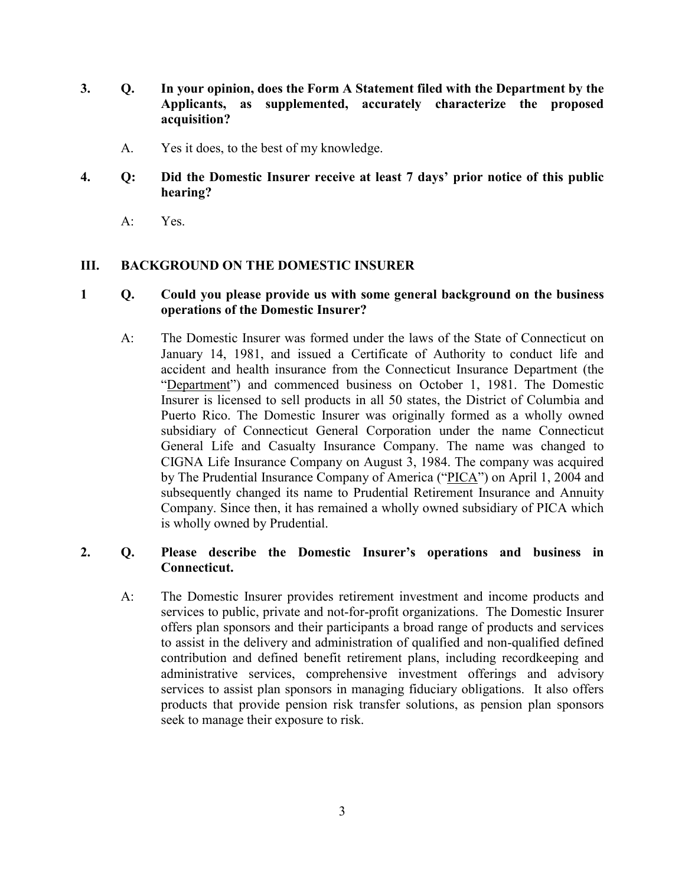**3. Q. In your opinion, does the Form A Statement filed with the Department by the Applicants, as supplemented, accurately characterize the proposed acquisition?**

A. Yes it does, to the best of my knowledge.

**4. Q: Did the Domestic Insurer receive at least 7 days' prior notice of this public hearing?**

A: Yes.

## III. BACKGROUND ON THE DOMESTIC INSURER

**1 Q. Could you please provide us with some general background on the business operations of the Domestic Insurer?**

A: The Domestic Insurer was formed under the laws of the State of Connecticut on January 14, 1981, and issued a Certificate of Authority to conduct life and accident and health insurance from the Connecticut Insurance Department (the "Department") and commenced business on October 1, 1981. The Domestic Insurer is licensed to sell products in all 50 states, the District of Columbia and Puerto Rico. The Domestic Insurer was originally formed as a wholly owned subsidiary of Connecticut General Corporation under the name Connecticut General Life and Casualty Insurance Company. The name was changed to CIGNA Life Insurance Company on August 3, 1984. The company was acquired by The Prudential Insurance Company of America ("PICA") on April 1, 2004 and subsequently changed its name to Prudential Retirement Insurance and Annuity Company. Since then, it has remained a wholly owned subsidiary of PICA which is wholly owned by Prudential.

**2. Q. Please describe the Domestic Insurer's operations and business in Connecticut.**

A: The Domestic Insurer provides retirement investment and income products and services to public, private and not-for-profit organizations. The Domestic Insurer offers plan sponsors and their participants a broad range of products and services to assist in the delivery and administration of qualified and non-qualified defined contribution and defined benefit retirement plans, including recordkeeping and administrative services, comprehensive investment offerings and advisory services to assist plan sponsors in managing fiduciary obligations. It also offers products that provide pension risk transfer solutions, as pension plan sponsors seek to manage their exposure to risk.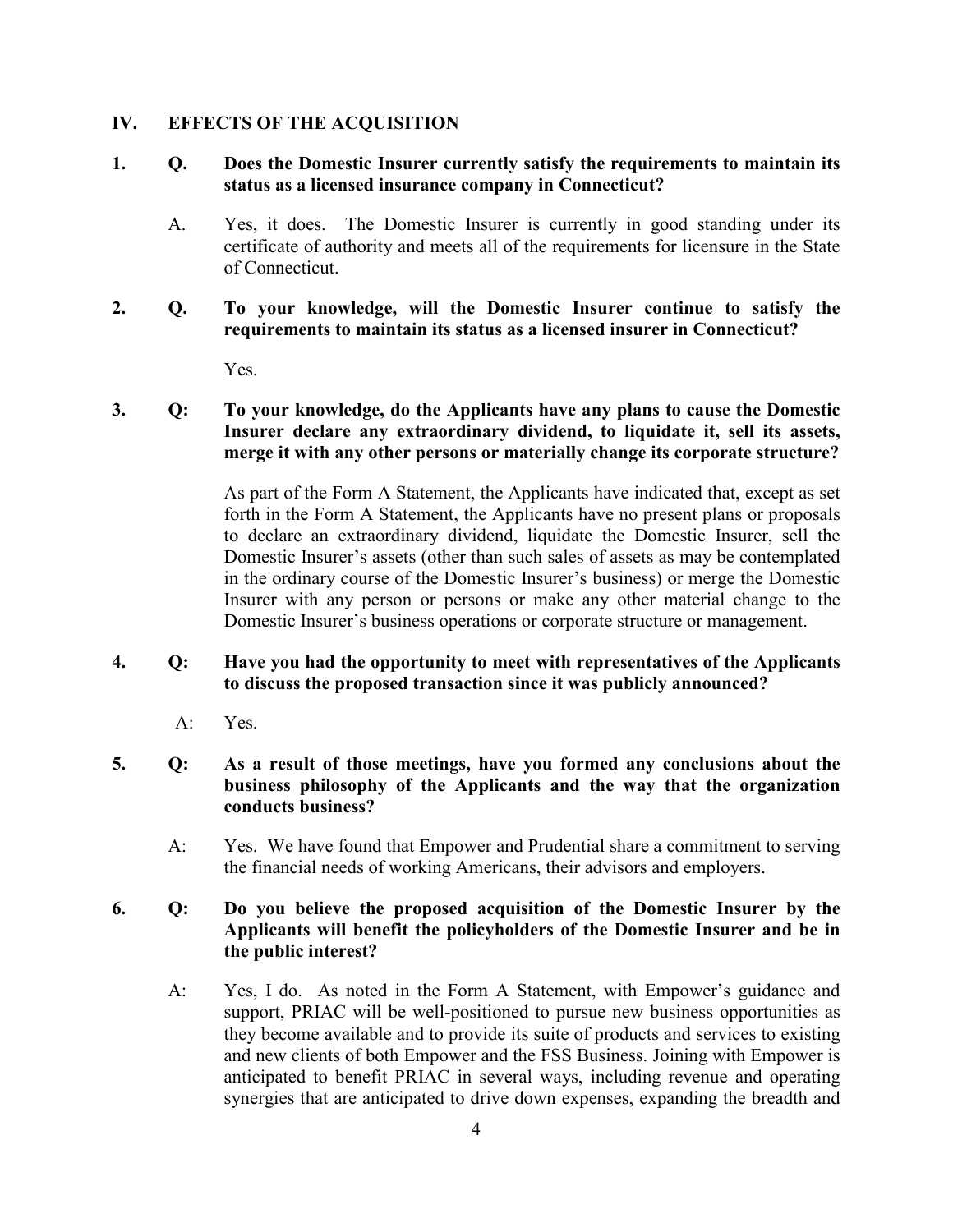## IV. EFFECTS OF THE ACQUISITION

**1. Q. Does the Domestic Insurer currently satisfy the requirements to maintain its status as a licensed insurance company in Connecticut?**

A. Yes, it does. The Domestic Insurer is currently in good standing under its certificate of authority and meets all of the requirements for licensure in the State of Connecticut.

**2. Q. To your knowledge, will the Domestic Insurer continue to satisfy the requirements to maintain its status as a licensed insurer in Connecticut?**

Yes.

**3. Q: To your knowledge, do the Applicants have any plans to cause the Domestic Insurer declare any extraordinary dividend, to liquidate it, sell its assets, merge it with any other persons or materially change its corporate structure?**

As part of the Form A Statement, the Applicants have indicated that, except as set forth in the Form A Statement, the Applicants have no present plans or proposals to declare an extraordinary dividend, liquidate the Domestic Insurer, sell the Domestic Insurer's assets (other than such sales of assets as may be contemplated in the ordinary course of the Domestic Insurer's business) or merge the Domestic Insurer with any person or persons or make any other material change to the Domestic Insurer's business operations or corporate structure or management.

**4. Q: Have you had the opportunity to meet with representatives of the Applicants to discuss the proposed transaction since it was publicly announced?**

A: Yes.

**5. Q: As a result of those meetings, have you formed any conclusions about the business philosophy of the Applicants and the way that the organization conducts business?**

A: Yes. We have found that Empower and Prudential share a commitment to serving the financial needs of working Americans, their advisors and employers.

**6. Q: Do you believe the proposed acquisition of the Domestic Insurer by the Applicants will benefit the policyholders of the Domestic Insurer and be in the public interest?**

A: Yes, I do. As noted in the Form A Statement, with Empower's guidance and support, PRIAC will be well-positioned to pursue new business opportunities as they become available and to provide its suite of products and services to existing and new clients of both Empower and the FSS Business. Joining with Empower is anticipated to benefit PRIAC in several ways, including revenue and operating synergies that are anticipated to drive down expenses, expanding the breadth and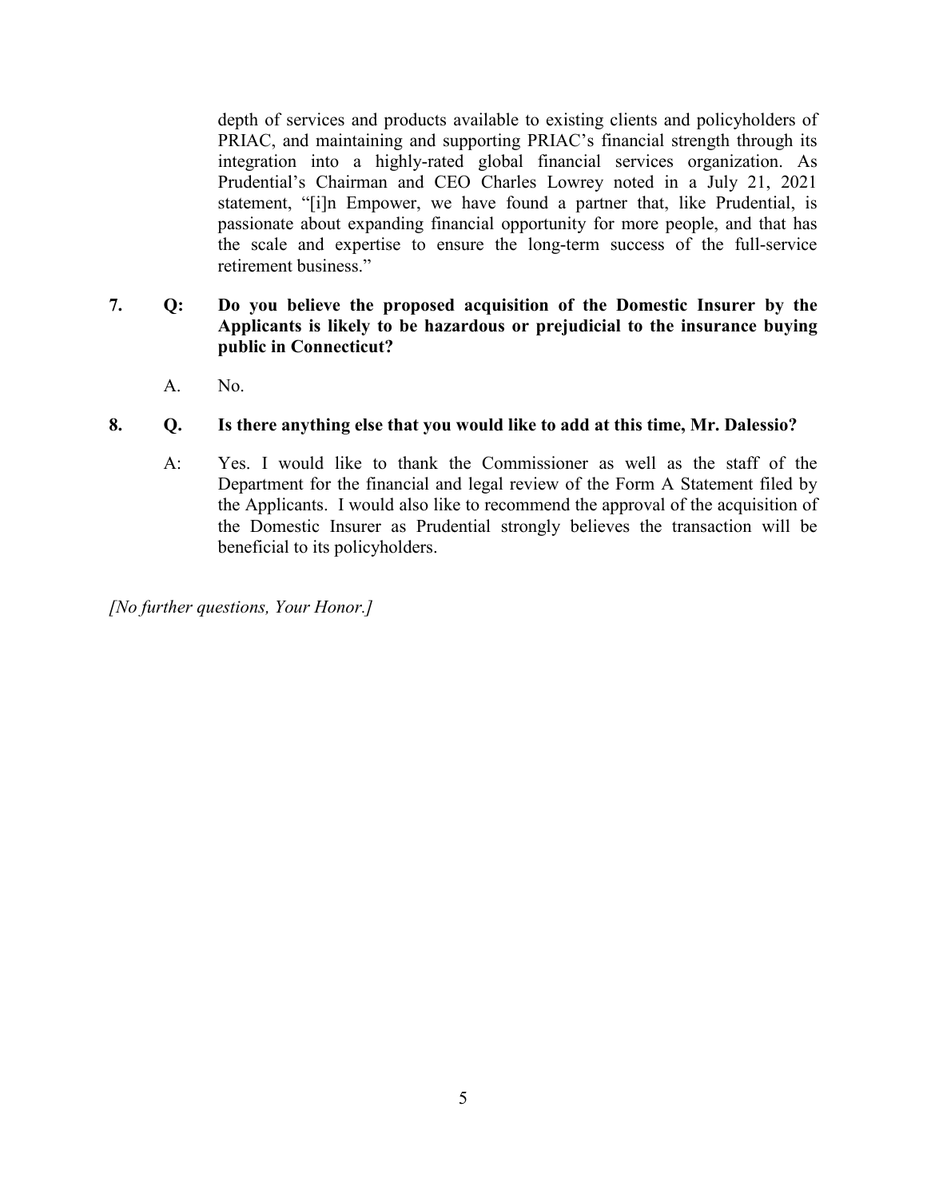depth of services and products available to existing clients and policyholders of PRIAC, and maintaining and supporting PRIAC's financial strength through its integration into a highly-rated global financial services organization. As Prudential's Chairman and CEO Charles Lowrey noted in a July 21, 2021 statement, "[i]n Empower, we have found a partner that, like Prudential, is passionate about expanding financial opportunity for more people, and that has the scale and expertise to ensure the long-term success of the full-service retirement business."

**7. Q: Do you believe the proposed acquisition of the Domestic Insurer by the Applicants is likely to be hazardous or prejudicial to the insurance buying public in Connecticut?**

A. No.

**8. Q. Is there anything else that you would like to add at this time, Mr. Dalessio?**

A: Yes. I would like to thank the Commissioner as well as the staff of the Department for the financial and legal review of the Form A Statement filed by the Applicants. I would also like to recommend the approval of the acquisition of the Domestic Insurer as Prudential strongly believes the transaction will be beneficial to its policyholders.

*[No further questions, Your Honor.]*